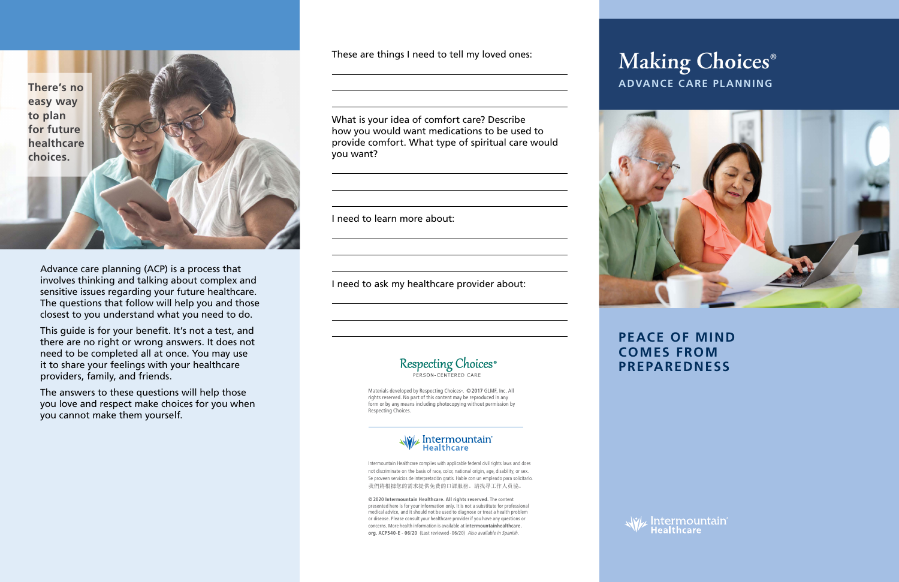There's no easy way to plan for future healthcare choices.

Advance care planning (ACP) is a process that involves thinking and talking about complex and sensitive issues regarding your future healthcare. The questions that follow will help you and those closest to you understand what you need to do.

This guide is for your benefit. It's not a test, and there are no right or wrong answers. It does not need to be completed all at once. You may use it to share your feelings with your healthcare providers, family, and friends.

The answers to these questions will help those you love and respect make choices for you when you cannot make them yourself.

These are things I need to tell my loved ones:

______________________________________

______________________________________

______________________________________

What is your idea of comfort care? Describe how you would want medications to be used to provide comfort. What type of spiritual care would you want?

______________________________________

______________________________________

______________________________________

I need to learn more about:

______________________________________

______________________________________

______________________________________

I need to ask my healthcare provider about:

______________________________________

______________________________________

______________________________________

Respecting Choices®
PERSON-CENTERED CARE

Materials developed by Respecting Choices®. **© 2017** GLMF, Inc. All rights reserved. No part of this content may be reproduced in any form or by any means including photocopying without permission by Respecting Choices.

Intermountain® Healthcare

Intermountain Healthcare complies with applicable federal civil rights laws and does not discriminate on the basis of race, color, national origin, age, disability, or sex. Se proveen servicios de interpretación gratis. Hable con un empleado para solicitarlo. 我們將根據您的需求提供免費的口譯服務。請找尋工作人員協助。

**© 2020 Intermountain Healthcare. All rights reserved.** The content presented here is for your information only. It is not a substitute for professional medical advice, and it should not be used to diagnose or treat a health problem or disease. Please consult your healthcare provider if you have any questions or concerns. More health information is available at **intermountainhealthcare.org. ACP540-E - 06/20** (Last reviewed - 06/20) *Also available in Spanish.*

# Making Choices®

## ADVANCE CARE PLANNING

## PEACE OF MIND COMES FROM PREPAREDNESS

Intermountain® Healthcare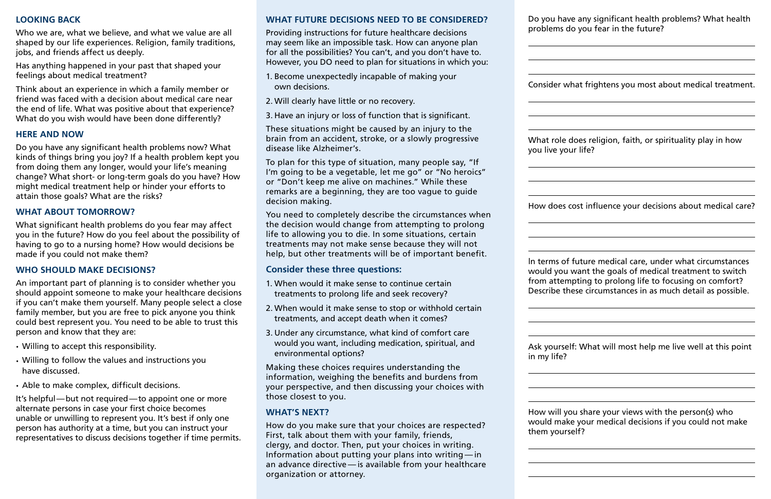## LOOKING BACK

Who we are, what we believe, and what we value are all shaped by our life experiences. Religion, family traditions, jobs, and friends affect us deeply.

Has anything happened in your past that shaped your feelings about medical treatment?

Think about an experience in which a family member or friend was faced with a decision about medical care near the end of life. What was positive about that experience? What do you wish would have been done differently?

## HERE AND NOW

Do you have any significant health problems now? What kinds of things bring you joy? If a health problem kept you from doing them any longer, would your life's meaning change? What short- or long-term goals do you have? How might medical treatment help or hinder your efforts to attain those goals? What are the risks?

## WHAT ABOUT TOMORROW?

What significant health problems do you fear may affect you in the future? How do you feel about the possibility of having to go to a nursing home? How would decisions be made if you could not make them?

## WHO SHOULD MAKE DECISIONS?

An important part of planning is to consider whether you should appoint someone to make your healthcare decisions if you can't make them yourself. Many people select a close family member, but you are free to pick anyone you think could best represent you. You need to be able to trust this person and know that they are:

- Willing to accept this responsibility.
- Willing to follow the values and instructions you have discussed.
- Able to make complex, difficult decisions.

It's helpful — but not required — to appoint one or more alternate persons in case your first choice becomes unable or unwilling to represent you. It's best if only one person has authority at a time, but you can instruct your representatives to discuss decisions together if time permits.

## WHAT FUTURE DECISIONS NEED TO BE CONSIDERED?

Providing instructions for future healthcare decisions may seem like an impossible task. How can anyone plan for all the possibilities? You can't, and you don't have to. However, you DO need to plan for situations in which you:

1. Become unexpectedly incapable of making your own decisions.
2. Will clearly have little or no recovery.
3. Have an injury or loss of function that is significant.

These situations might be caused by an injury to the brain from an accident, stroke, or a slowly progressive disease like Alzheimer's.

To plan for this type of situation, many people say, "If I'm going to be a vegetable, let me go" or "No heroics" or "Don't keep me alive on machines." While these remarks are a beginning, they are too vague to guide decision making.

You need to completely describe the circumstances when the decision would change from attempting to prolong life to allowing you to die. In some situations, certain treatments may not make sense because they will not help, but other treatments will be of important benefit.

### Consider these three questions:

1. When would it make sense to continue certain treatments to prolong life and seek recovery?
2. When would it make sense to stop or withhold certain treatments, and accept death when it comes?
3. Under any circumstance, what kind of comfort care would you want, including medication, spiritual, and environmental options?

Making these choices requires understanding the information, weighing the benefits and burdens from your perspective, and then discussing your choices with those closest to you.

## WHAT'S NEXT?

How do you make sure that your choices are respected? First, talk about them with your family, friends, clergy, and doctor. Then, put your choices in writing. Information about putting your plans into writing — in an advance directive — is available from your healthcare organization or attorney.

Do you have any significant health problems? What health problems do you fear in the future?

______________________________

______________________________

______________________________

Consider what frightens you most about medical treatment.

______________________________

______________________________

______________________________

What role does religion, faith, or spirituality play in how you live your life?

______________________________

______________________________

______________________________

How does cost influence your decisions about medical care?

______________________________

______________________________

______________________________

In terms of future medical care, under what circumstances would you want the goals of medical treatment to switch from attempting to prolong life to focusing on comfort? Describe these circumstances in as much detail as possible.

______________________________

______________________________

______________________________

Ask yourself: What will most help me live well at this point in my life?

______________________________

______________________________

______________________________

How will you share your views with the person(s) who would make your medical decisions if you could not make them yourself?

______________________________

______________________________

______________________________